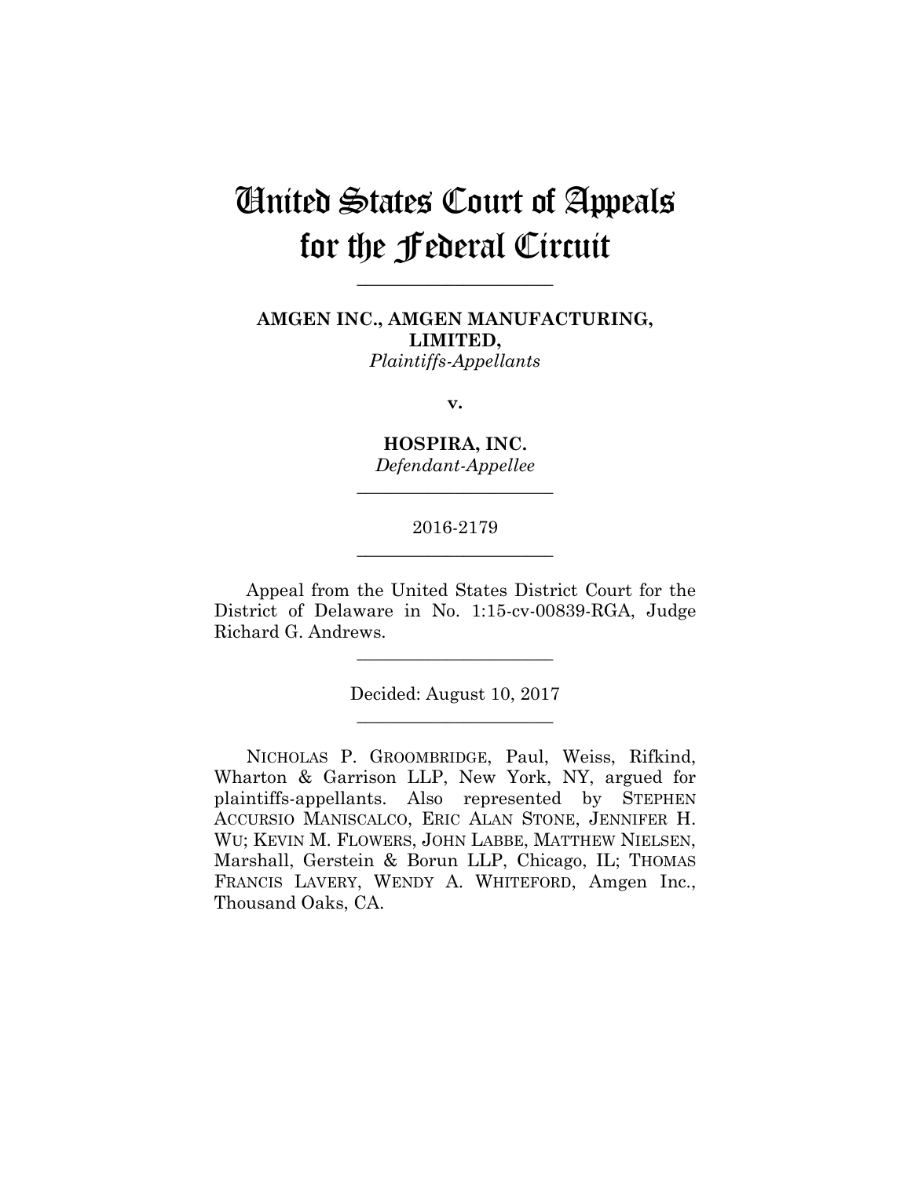# United States Court of Appeals for the Federal Circuit

---

**AMGEN INC., AMGEN MANUFACTURING, LIMITED,**
*Plaintiffs-Appellants*

**v.**

**HOSPIRA, INC.**
*Defendant-Appellee*

---

2016-2179

---

Appeal from the United States District Court for the District of Delaware in No. 1:15-cv-00839-RGA, Judge Richard G. Andrews.

---

Decided: August 10, 2017

---

NICHOLAS P. GROOMBRIDGE, Paul, Weiss, Rifkind, Wharton & Garrison LLP, New York, NY, argued for plaintiffs-appellants. Also represented by STEPHEN ACCURSIO MANISCALCO, ERIC ALAN STONE, JENNIFER H. WU; KEVIN M. FLOWERS, JOHN LABBE, MATTHEW NIELSEN, Marshall, Gerstein & Borun LLP, Chicago, IL; THOMAS FRANCIS LAVERY, WENDY A. WHITEFORD, Amgen Inc., Thousand Oaks, CA.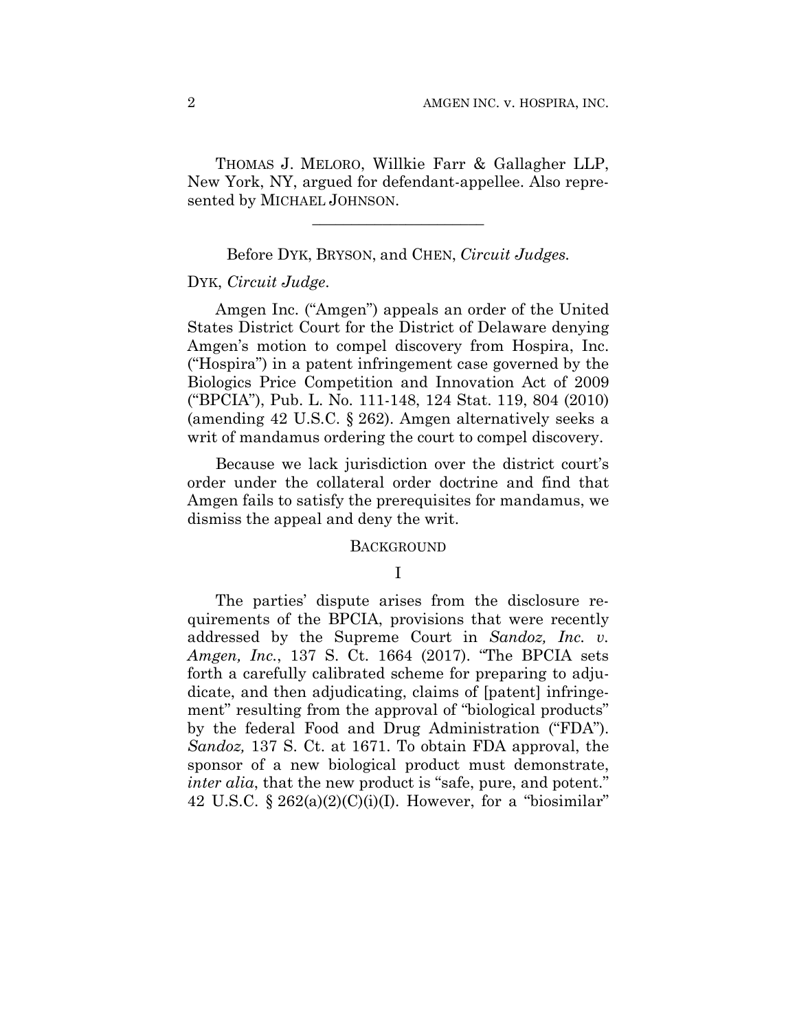THOMAS J. MELORO, Willkie Farr & Gallagher LLP, New York, NY, argued for defendant-appellee. Also represented by MICHAEL JOHNSON.

______________________

Before DYK, BRYSON, and CHEN, *Circuit Judges.*

DYK, *Circuit Judge*.

Amgen Inc. ("Amgen") appeals an order of the United States District Court for the District of Delaware denying Amgen's motion to compel discovery from Hospira, Inc. ("Hospira") in a patent infringement case governed by the Biologics Price Competition and Innovation Act of 2009 ("BPCIA"), Pub. L. No. 111-148, 124 Stat. 119, 804 (2010) (amending 42 U.S.C. § 262). Amgen alternatively seeks a writ of mandamus ordering the court to compel discovery.

Because we lack jurisdiction over the district court's order under the collateral order doctrine and find that Amgen fails to satisfy the prerequisites for mandamus, we dismiss the appeal and deny the writ.

## BACKGROUND

### I

The parties' dispute arises from the disclosure requirements of the BPCIA, provisions that were recently addressed by the Supreme Court in *Sandoz, Inc. v. Amgen, Inc.*, 137 S. Ct. 1664 (2017). "The BPCIA sets forth a carefully calibrated scheme for preparing to adjudicate, and then adjudicating, claims of [patent] infringement" resulting from the approval of "biological products" by the federal Food and Drug Administration ("FDA"). *Sandoz,* 137 S. Ct. at 1671. To obtain FDA approval, the sponsor of a new biological product must demonstrate, *inter alia*, that the new product is "safe, pure, and potent." 42 U.S.C. § 262(a)(2)(C)(i)(I). However, for a "biosimilar"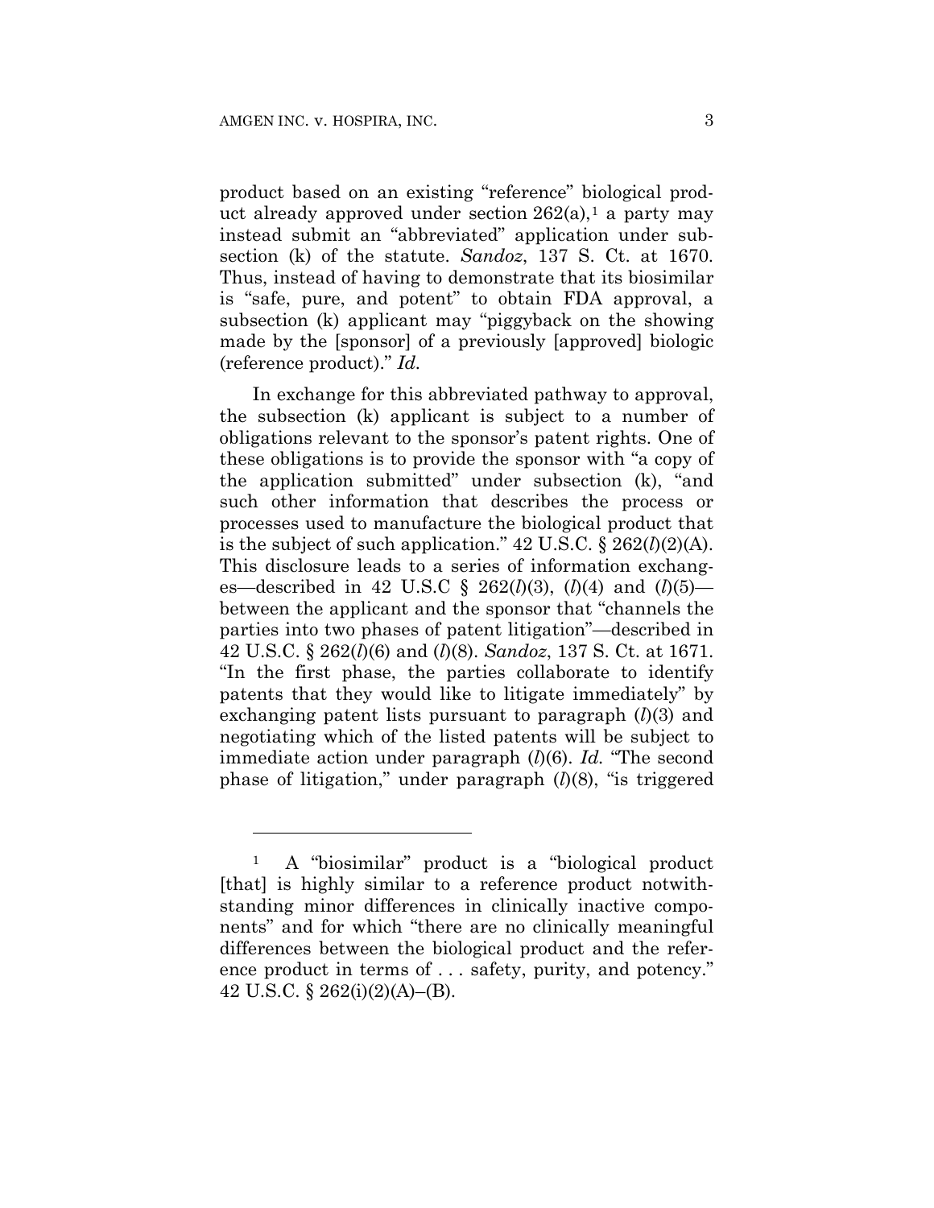product based on an existing "reference" biological product already approved under section 262(a),[1] a party may instead submit an "abbreviated" application under subsection (k) of the statute. *Sandoz*, 137 S. Ct. at 1670. Thus, instead of having to demonstrate that its biosimilar is "safe, pure, and potent" to obtain FDA approval, a subsection (k) applicant may "piggyback on the showing made by the [sponsor] of a previously [approved] biologic (reference product)." *Id.*

In exchange for this abbreviated pathway to approval, the subsection (k) applicant is subject to a number of obligations relevant to the sponsor's patent rights. One of these obligations is to provide the sponsor with "a copy of the application submitted" under subsection (k), "and such other information that describes the process or processes used to manufacture the biological product that is the subject of such application." 42 U.S.C. § 262(*l*)(2)(A). This disclosure leads to a series of information exchanges—described in 42 U.S.C § 262(*l*)(3), (*l*)(4) and (*l*)(5)—between the applicant and the sponsor that "channels the parties into two phases of patent litigation"—described in 42 U.S.C. § 262(*l*)(6) and (*l*)(8). *Sandoz*, 137 S. Ct. at 1671. "In the first phase, the parties collaborate to identify patents that they would like to litigate immediately" by exchanging patent lists pursuant to paragraph (*l*)(3) and negotiating which of the listed patents will be subject to immediate action under paragraph (*l*)(6). *Id.* "The second phase of litigation," under paragraph (*l*)(8), "is triggered

---

[1] A "biosimilar" product is a "biological product [that] is highly similar to a reference product notwithstanding minor differences in clinically inactive components" and for which "there are no clinically meaningful differences between the biological product and the reference product in terms of . . . safety, purity, and potency." 42 U.S.C. § 262(i)(2)(A)–(B).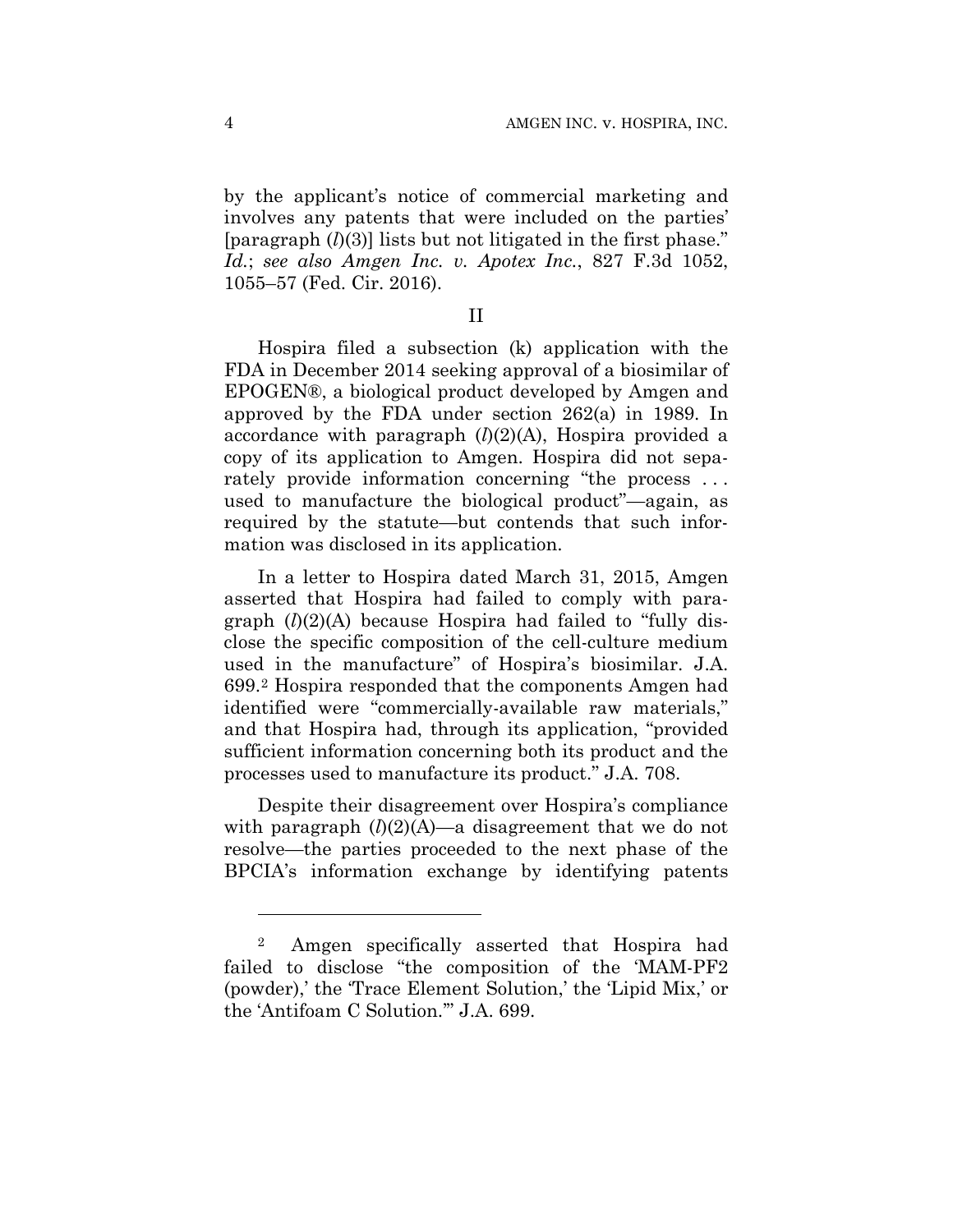by the applicant's notice of commercial marketing and involves any patents that were included on the parties' [paragraph (*l*)(3)] lists but not litigated in the first phase." *Id.*; *see also Amgen Inc. v. Apotex Inc.*, 827 F.3d 1052, 1055–57 (Fed. Cir. 2016).

II

Hospira filed a subsection (k) application with the FDA in December 2014 seeking approval of a biosimilar of EPOGEN®, a biological product developed by Amgen and approved by the FDA under section 262(a) in 1989. In accordance with paragraph (*l*)(2)(A), Hospira provided a copy of its application to Amgen. Hospira did not separately provide information concerning "the process . . . used to manufacture the biological product"—again, as required by the statute—but contends that such information was disclosed in its application.

In a letter to Hospira dated March 31, 2015, Amgen asserted that Hospira had failed to comply with paragraph (*l*)(2)(A) because Hospira had failed to "fully disclose the specific composition of the cell-culture medium used in the manufacture" of Hospira's biosimilar. J.A. 699.[2] Hospira responded that the components Amgen had identified were "commercially-available raw materials," and that Hospira had, through its application, "provided sufficient information concerning both its product and the processes used to manufacture its product." J.A. 708.

Despite their disagreement over Hospira's compliance with paragraph (*l*)(2)(A)—a disagreement that we do not resolve—the parties proceeded to the next phase of the BPCIA's information exchange by identifying patents

---

[2] Amgen specifically asserted that Hospira had failed to disclose "the composition of the 'MAM-PF2 (powder),' the 'Trace Element Solution,' the 'Lipid Mix,' or the 'Antifoam C Solution.'" J.A. 699.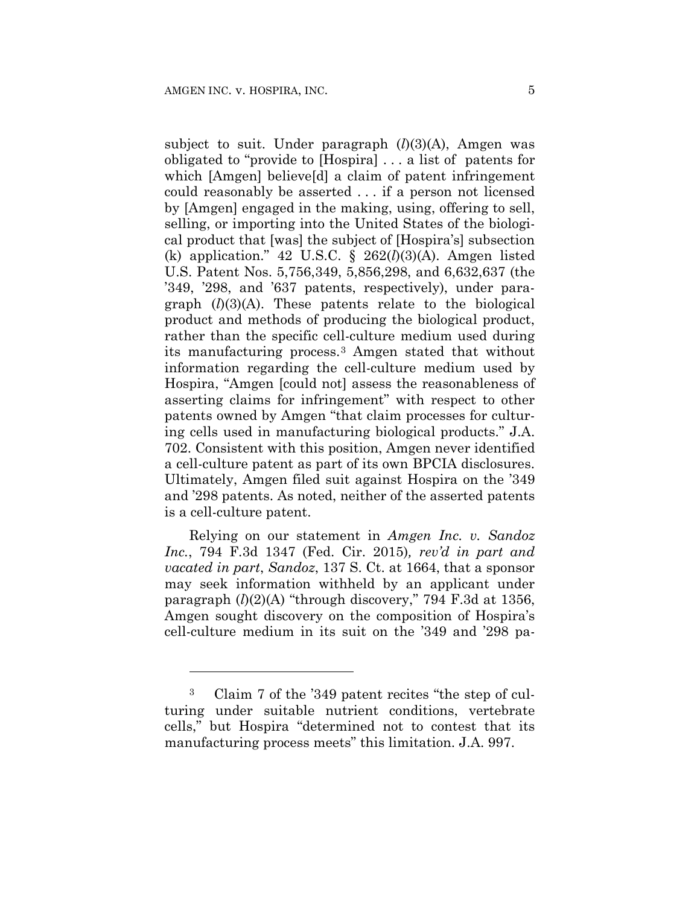subject to suit. Under paragraph (*l*)(3)(A), Amgen was obligated to "provide to [Hospira] . . . a list of patents for which [Amgen] believe[d] a claim of patent infringement could reasonably be asserted . . . if a person not licensed by [Amgen] engaged in the making, using, offering to sell, selling, or importing into the United States of the biological product that [was] the subject of [Hospira's] subsection (k) application." 42 U.S.C. § 262(*l*)(3)(A). Amgen listed U.S. Patent Nos. 5,756,349, 5,856,298, and 6,632,637 (the '349, '298, and '637 patents, respectively), under paragraph (*l*)(3)(A). These patents relate to the biological product and methods of producing the biological product, rather than the specific cell-culture medium used during its manufacturing process.[3] Amgen stated that without information regarding the cell-culture medium used by Hospira, "Amgen [could not] assess the reasonableness of asserting claims for infringement" with respect to other patents owned by Amgen "that claim processes for culturing cells used in manufacturing biological products." J.A. 702. Consistent with this position, Amgen never identified a cell-culture patent as part of its own BPCIA disclosures. Ultimately, Amgen filed suit against Hospira on the '349 and '298 patents. As noted, neither of the asserted patents is a cell-culture patent.

Relying on our statement in *Amgen Inc. v. Sandoz Inc.*, 794 F.3d 1347 (Fed. Cir. 2015)*, rev'd in part and vacated in part*, *Sandoz*, 137 S. Ct. at 1664, that a sponsor may seek information withheld by an applicant under paragraph (*l*)(2)(A) "through discovery," 794 F.3d at 1356, Amgen sought discovery on the composition of Hospira's cell-culture medium in its suit on the '349 and '298 pa-

[3] Claim 7 of the '349 patent recites "the step of culturing under suitable nutrient conditions, vertebrate cells," but Hospira "determined not to contest that its manufacturing process meets" this limitation. J.A. 997.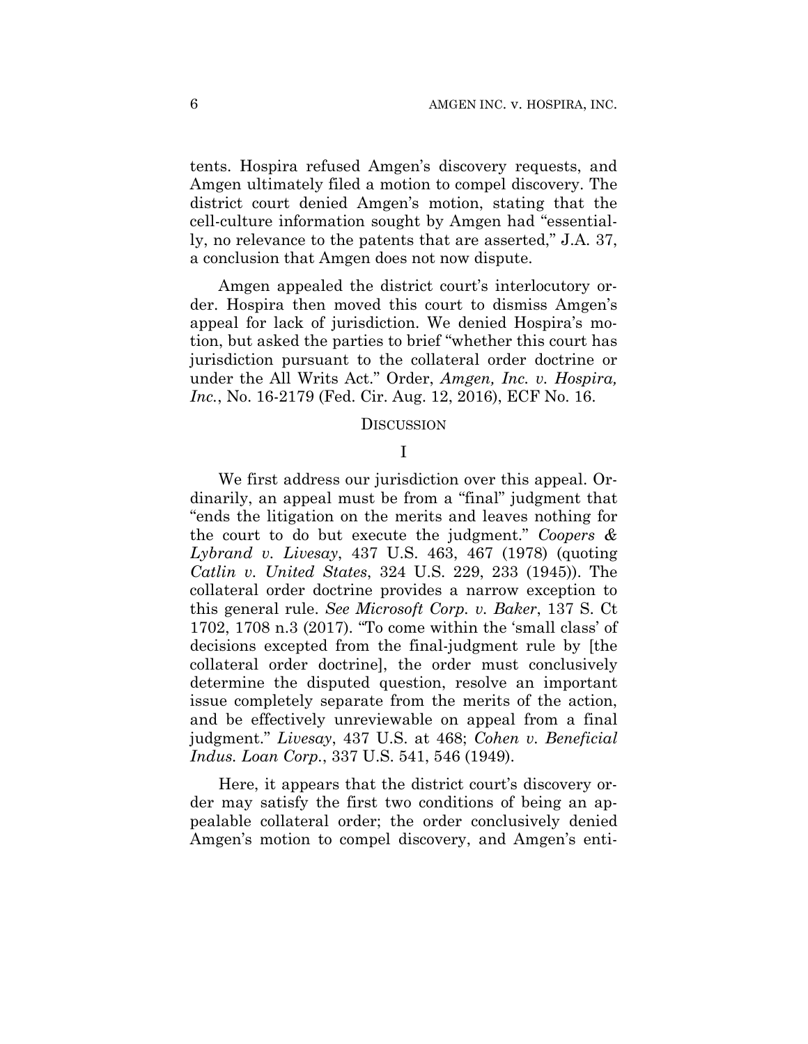tents. Hospira refused Amgen's discovery requests, and Amgen ultimately filed a motion to compel discovery. The district court denied Amgen's motion, stating that the cell-culture information sought by Amgen had "essentially, no relevance to the patents that are asserted," J.A. 37, a conclusion that Amgen does not now dispute.

Amgen appealed the district court's interlocutory order. Hospira then moved this court to dismiss Amgen's appeal for lack of jurisdiction. We denied Hospira's motion, but asked the parties to brief "whether this court has jurisdiction pursuant to the collateral order doctrine or under the All Writs Act." Order, *Amgen, Inc. v. Hospira, Inc.*, No. 16-2179 (Fed. Cir. Aug. 12, 2016), ECF No. 16.

## DISCUSSION

### I

We first address our jurisdiction over this appeal. Ordinarily, an appeal must be from a "final" judgment that "ends the litigation on the merits and leaves nothing for the court to do but execute the judgment." *Coopers & Lybrand v. Livesay*, 437 U.S. 463, 467 (1978) (quoting *Catlin v. United States*, 324 U.S. 229, 233 (1945)). The collateral order doctrine provides a narrow exception to this general rule. *See Microsoft Corp. v. Baker*, 137 S. Ct 1702, 1708 n.3 (2017). "To come within the 'small class' of decisions excepted from the final-judgment rule by [the collateral order doctrine], the order must conclusively determine the disputed question, resolve an important issue completely separate from the merits of the action, and be effectively unreviewable on appeal from a final judgment." *Livesay*, 437 U.S. at 468; *Cohen v. Beneficial Indus. Loan Corp.*, 337 U.S. 541, 546 (1949).

Here, it appears that the district court's discovery order may satisfy the first two conditions of being an appealable collateral order; the order conclusively denied Amgen's motion to compel discovery, and Amgen's enti-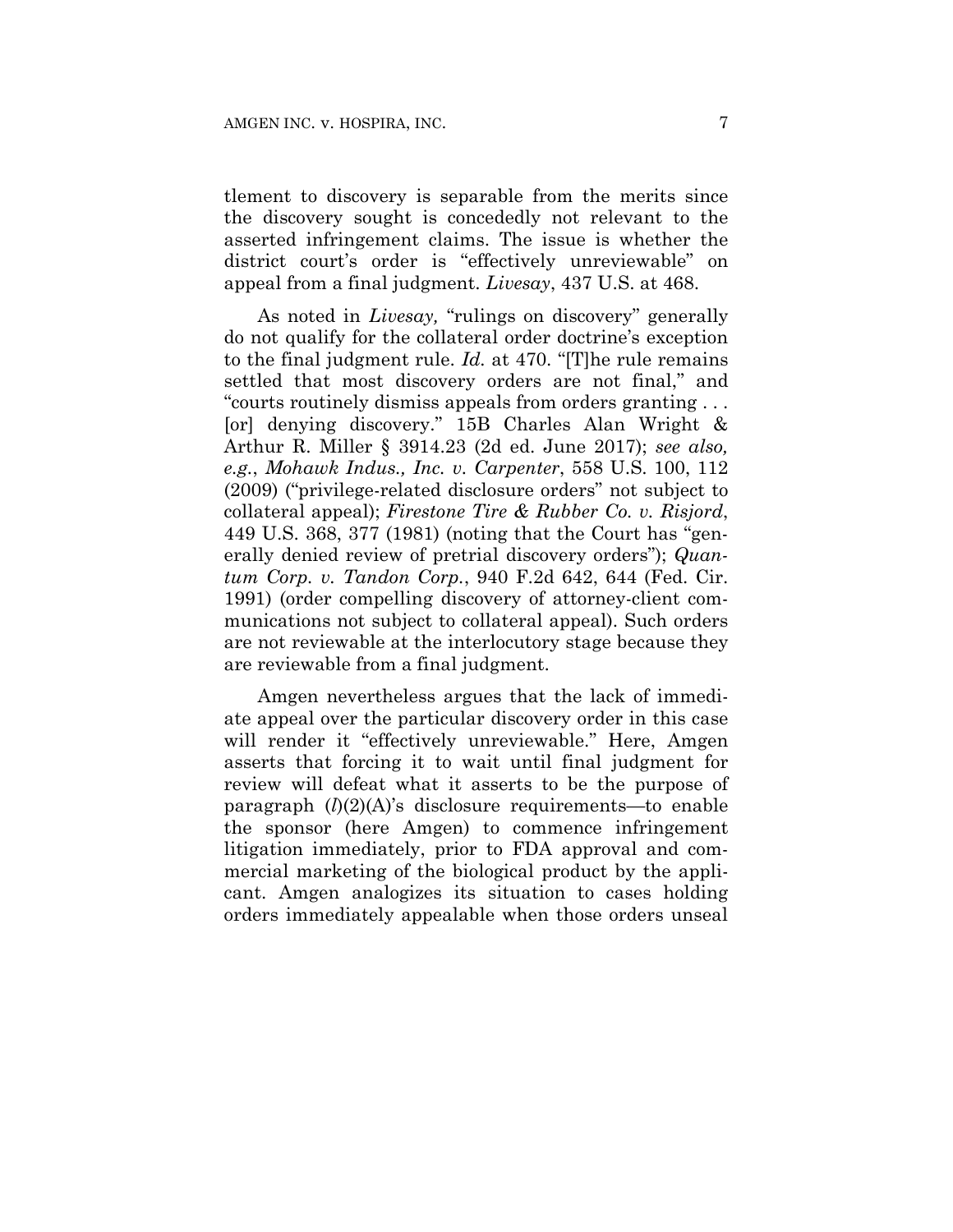tlement to discovery is separable from the merits since the discovery sought is concededly not relevant to the asserted infringement claims. The issue is whether the district court's order is "effectively unreviewable" on appeal from a final judgment. *Livesay*, 437 U.S. at 468.

As noted in *Livesay,* "rulings on discovery" generally do not qualify for the collateral order doctrine's exception to the final judgment rule. *Id.* at 470. "[T]he rule remains settled that most discovery orders are not final," and "courts routinely dismiss appeals from orders granting . . . [or] denying discovery." 15B Charles Alan Wright & Arthur R. Miller § 3914.23 (2d ed. June 2017); *see also, e.g.*, *Mohawk Indus., Inc. v. Carpenter*, 558 U.S. 100, 112 (2009) ("privilege-related disclosure orders" not subject to collateral appeal); *Firestone Tire & Rubber Co. v. Risjord*, 449 U.S. 368, 377 (1981) (noting that the Court has "generally denied review of pretrial discovery orders"); *Quantum Corp. v. Tandon Corp.*, 940 F.2d 642, 644 (Fed. Cir. 1991) (order compelling discovery of attorney-client communications not subject to collateral appeal). Such orders are not reviewable at the interlocutory stage because they are reviewable from a final judgment.

Amgen nevertheless argues that the lack of immediate appeal over the particular discovery order in this case will render it "effectively unreviewable." Here, Amgen asserts that forcing it to wait until final judgment for review will defeat what it asserts to be the purpose of paragraph (*l*)(2)(A)'s disclosure requirements—to enable the sponsor (here Amgen) to commence infringement litigation immediately, prior to FDA approval and commercial marketing of the biological product by the applicant. Amgen analogizes its situation to cases holding orders immediately appealable when those orders unseal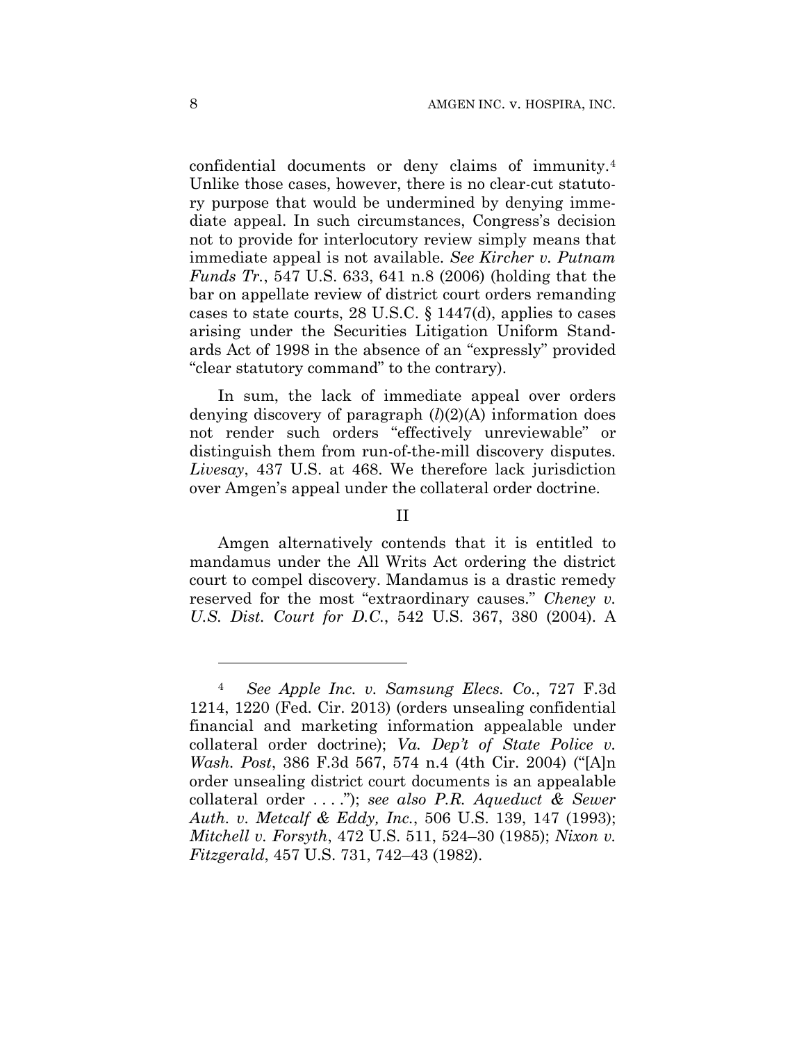confidential documents or deny claims of immunity.[4] Unlike those cases, however, there is no clear-cut statutory purpose that would be undermined by denying immediate appeal. In such circumstances, Congress's decision not to provide for interlocutory review simply means that immediate appeal is not available. *See Kircher v. Putnam Funds Tr.*, 547 U.S. 633, 641 n.8 (2006) (holding that the bar on appellate review of district court orders remanding cases to state courts, 28 U.S.C. § 1447(d), applies to cases arising under the Securities Litigation Uniform Standards Act of 1998 in the absence of an "expressly" provided "clear statutory command" to the contrary).

In sum, the lack of immediate appeal over orders denying discovery of paragraph (*l*)(2)(A) information does not render such orders "effectively unreviewable" or distinguish them from run-of-the-mill discovery disputes. *Livesay*, 437 U.S. at 468. We therefore lack jurisdiction over Amgen's appeal under the collateral order doctrine.

## II

Amgen alternatively contends that it is entitled to mandamus under the All Writs Act ordering the district court to compel discovery. Mandamus is a drastic remedy reserved for the most "extraordinary causes." *Cheney v. U.S. Dist. Court for D.C.*, 542 U.S. 367, 380 (2004). A

---

[4] *See Apple Inc. v. Samsung Elecs. Co.*, 727 F.3d 1214, 1220 (Fed. Cir. 2013) (orders unsealing confidential financial and marketing information appealable under collateral order doctrine); *Va. Dep't of State Police v. Wash. Post*, 386 F.3d 567, 574 n.4 (4th Cir. 2004) ("[A]n order unsealing district court documents is an appealable collateral order . . . ."); *see also P.R. Aqueduct & Sewer Auth. v. Metcalf & Eddy, Inc.*, 506 U.S. 139, 147 (1993); *Mitchell v. Forsyth*, 472 U.S. 511, 524–30 (1985); *Nixon v. Fitzgerald*, 457 U.S. 731, 742–43 (1982).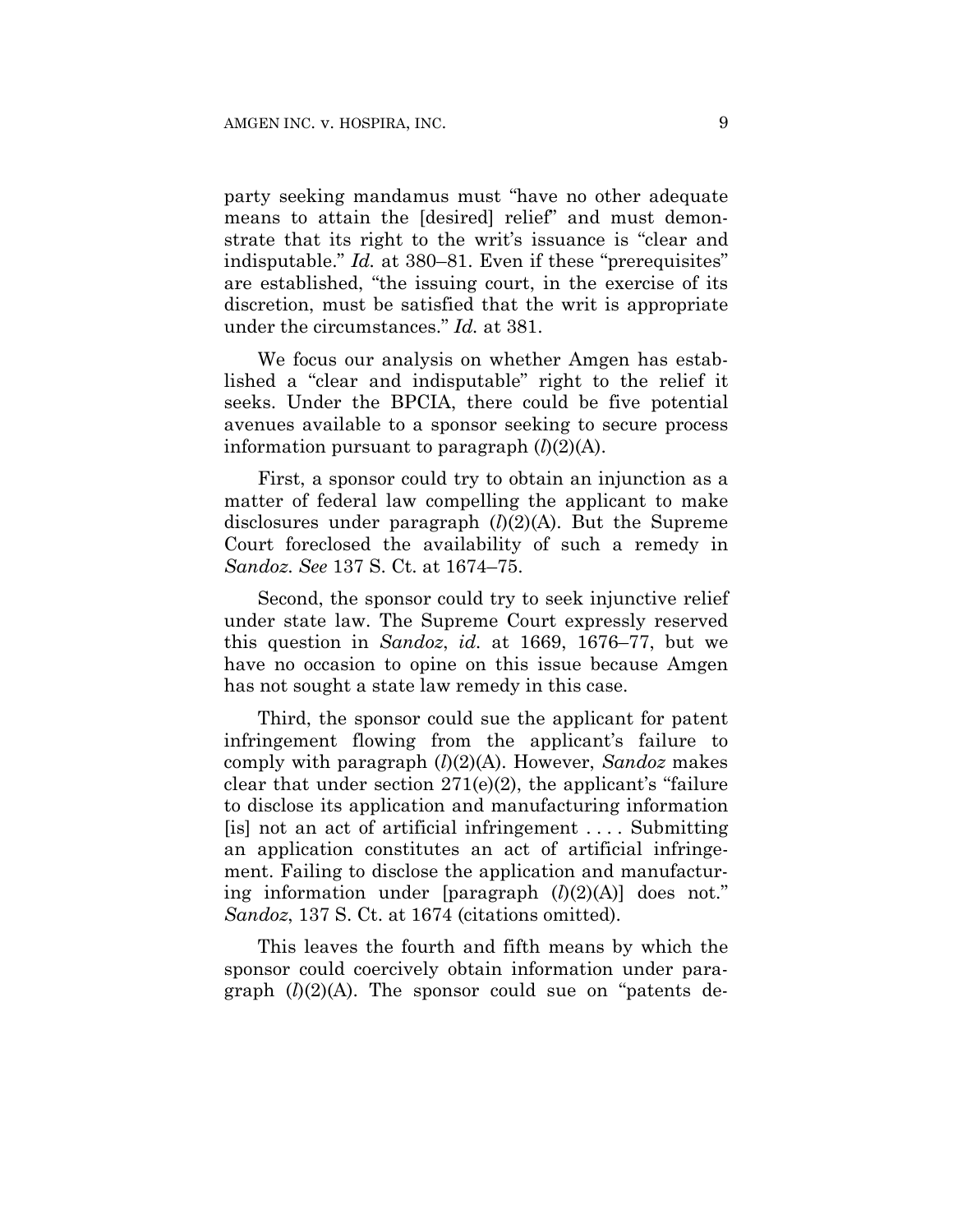party seeking mandamus must "have no other adequate means to attain the [desired] relief" and must demonstrate that its right to the writ's issuance is "clear and indisputable." *Id.* at 380–81. Even if these "prerequisites" are established, "the issuing court, in the exercise of its discretion, must be satisfied that the writ is appropriate under the circumstances." *Id.* at 381.

We focus our analysis on whether Amgen has established a "clear and indisputable" right to the relief it seeks. Under the BPCIA, there could be five potential avenues available to a sponsor seeking to secure process information pursuant to paragraph (*l*)(2)(A).

First, a sponsor could try to obtain an injunction as a matter of federal law compelling the applicant to make disclosures under paragraph (*l*)(2)(A). But the Supreme Court foreclosed the availability of such a remedy in *Sandoz*. *See* 137 S. Ct. at 1674–75.

Second, the sponsor could try to seek injunctive relief under state law. The Supreme Court expressly reserved this question in *Sandoz*, *id.* at 1669, 1676–77, but we have no occasion to opine on this issue because Amgen has not sought a state law remedy in this case.

Third, the sponsor could sue the applicant for patent infringement flowing from the applicant's failure to comply with paragraph (*l*)(2)(A). However, *Sandoz* makes clear that under section 271(e)(2), the applicant's "failure to disclose its application and manufacturing information [is] not an act of artificial infringement . . . . Submitting an application constitutes an act of artificial infringement. Failing to disclose the application and manufacturing information under [paragraph (*l*)(2)(A)] does not." *Sandoz*, 137 S. Ct. at 1674 (citations omitted).

This leaves the fourth and fifth means by which the sponsor could coercively obtain information under paragraph (*l*)(2)(A). The sponsor could sue on "patents de-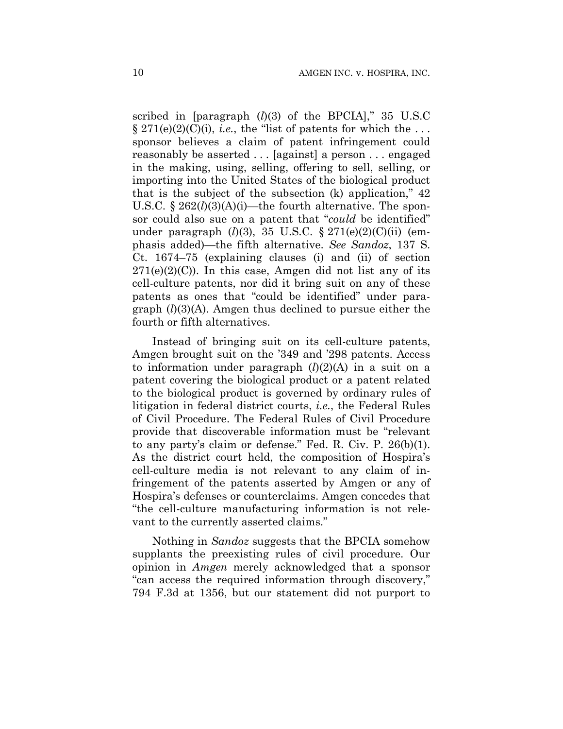scribed in [paragraph (*l*)(3) of the BPCIA]," 35 U.S.C § 271(e)(2)(C)(i), *i.e.*, the "list of patents for which the . . . sponsor believes a claim of patent infringement could reasonably be asserted . . . [against] a person . . . engaged in the making, using, selling, offering to sell, selling, or importing into the United States of the biological product that is the subject of the subsection (k) application," 42 U.S.C. § 262(*l*)(3)(A)(i)—the fourth alternative. The sponsor could also sue on a patent that "*could* be identified" under paragraph (*l*)(3), 35 U.S.C. § 271(e)(2)(C)(ii) (emphasis added)—the fifth alternative. *See Sandoz*, 137 S. Ct. 1674–75 (explaining clauses (i) and (ii) of section 271(e)(2)(C)). In this case, Amgen did not list any of its cell-culture patents, nor did it bring suit on any of these patents as ones that "could be identified" under paragraph (*l*)(3)(A). Amgen thus declined to pursue either the fourth or fifth alternatives.

Instead of bringing suit on its cell-culture patents, Amgen brought suit on the '349 and '298 patents. Access to information under paragraph (*l*)(2)(A) in a suit on a patent covering the biological product or a patent related to the biological product is governed by ordinary rules of litigation in federal district courts, *i.e.*, the Federal Rules of Civil Procedure. The Federal Rules of Civil Procedure provide that discoverable information must be "relevant to any party's claim or defense." Fed. R. Civ. P. 26(b)(1). As the district court held, the composition of Hospira's cell-culture media is not relevant to any claim of infringement of the patents asserted by Amgen or any of Hospira's defenses or counterclaims. Amgen concedes that "the cell-culture manufacturing information is not relevant to the currently asserted claims."

Nothing in *Sandoz* suggests that the BPCIA somehow supplants the preexisting rules of civil procedure. Our opinion in *Amgen* merely acknowledged that a sponsor "can access the required information through discovery," 794 F.3d at 1356, but our statement did not purport to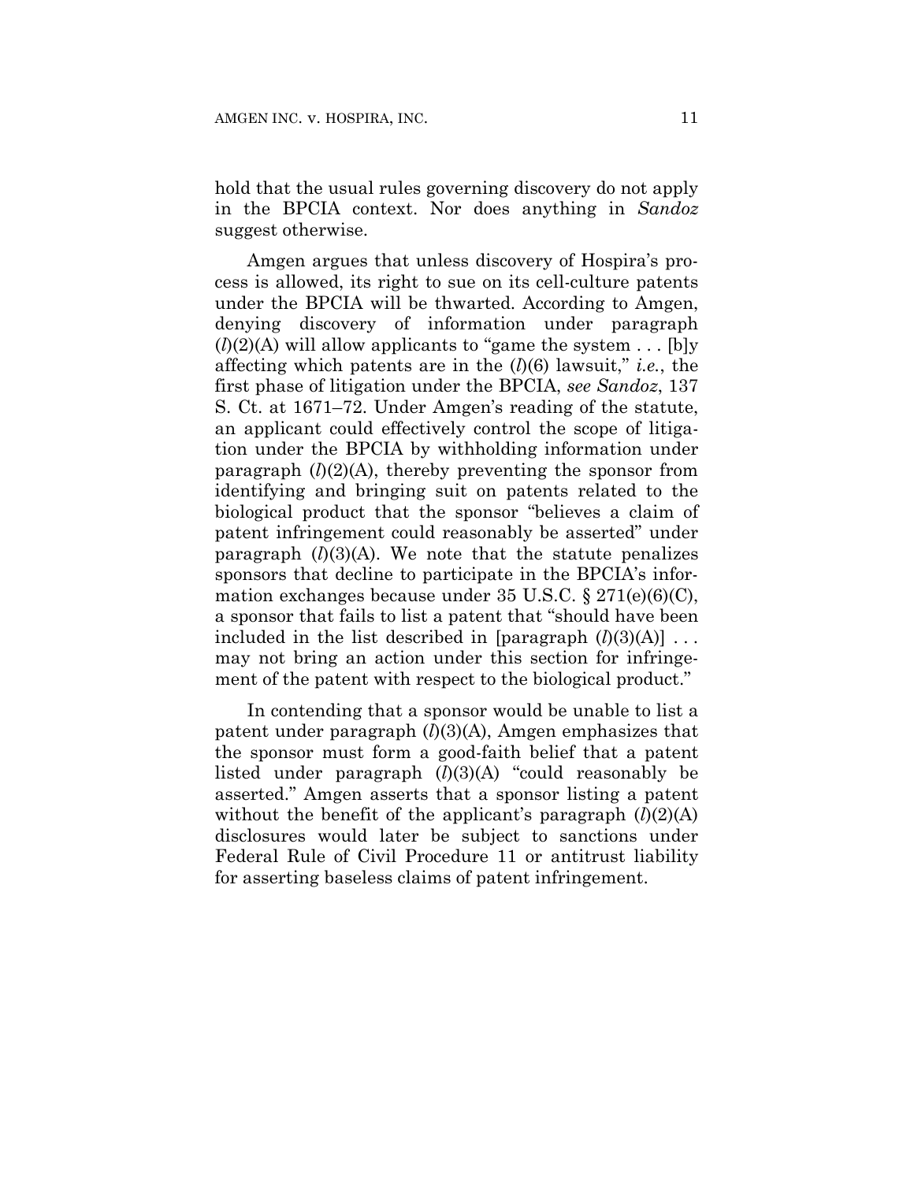hold that the usual rules governing discovery do not apply in the BPCIA context. Nor does anything in *Sandoz* suggest otherwise.

Amgen argues that unless discovery of Hospira's process is allowed, its right to sue on its cell-culture patents under the BPCIA will be thwarted. According to Amgen, denying discovery of information under paragraph (*l*)(2)(A) will allow applicants to "game the system . . . [b]y affecting which patents are in the (*l*)(6) lawsuit," *i.e.*, the first phase of litigation under the BPCIA, *see Sandoz*, 137 S. Ct. at 1671–72. Under Amgen's reading of the statute, an applicant could effectively control the scope of litigation under the BPCIA by withholding information under paragraph (*l*)(2)(A), thereby preventing the sponsor from identifying and bringing suit on patents related to the biological product that the sponsor "believes a claim of patent infringement could reasonably be asserted" under paragraph (*l*)(3)(A). We note that the statute penalizes sponsors that decline to participate in the BPCIA's information exchanges because under 35 U.S.C. § 271(e)(6)(C), a sponsor that fails to list a patent that "should have been included in the list described in [paragraph (*l*)(3)(A)] . . . may not bring an action under this section for infringement of the patent with respect to the biological product."

In contending that a sponsor would be unable to list a patent under paragraph (*l*)(3)(A), Amgen emphasizes that the sponsor must form a good-faith belief that a patent listed under paragraph (*l*)(3)(A) "could reasonably be asserted." Amgen asserts that a sponsor listing a patent without the benefit of the applicant's paragraph (*l*)(2)(A) disclosures would later be subject to sanctions under Federal Rule of Civil Procedure 11 or antitrust liability for asserting baseless claims of patent infringement.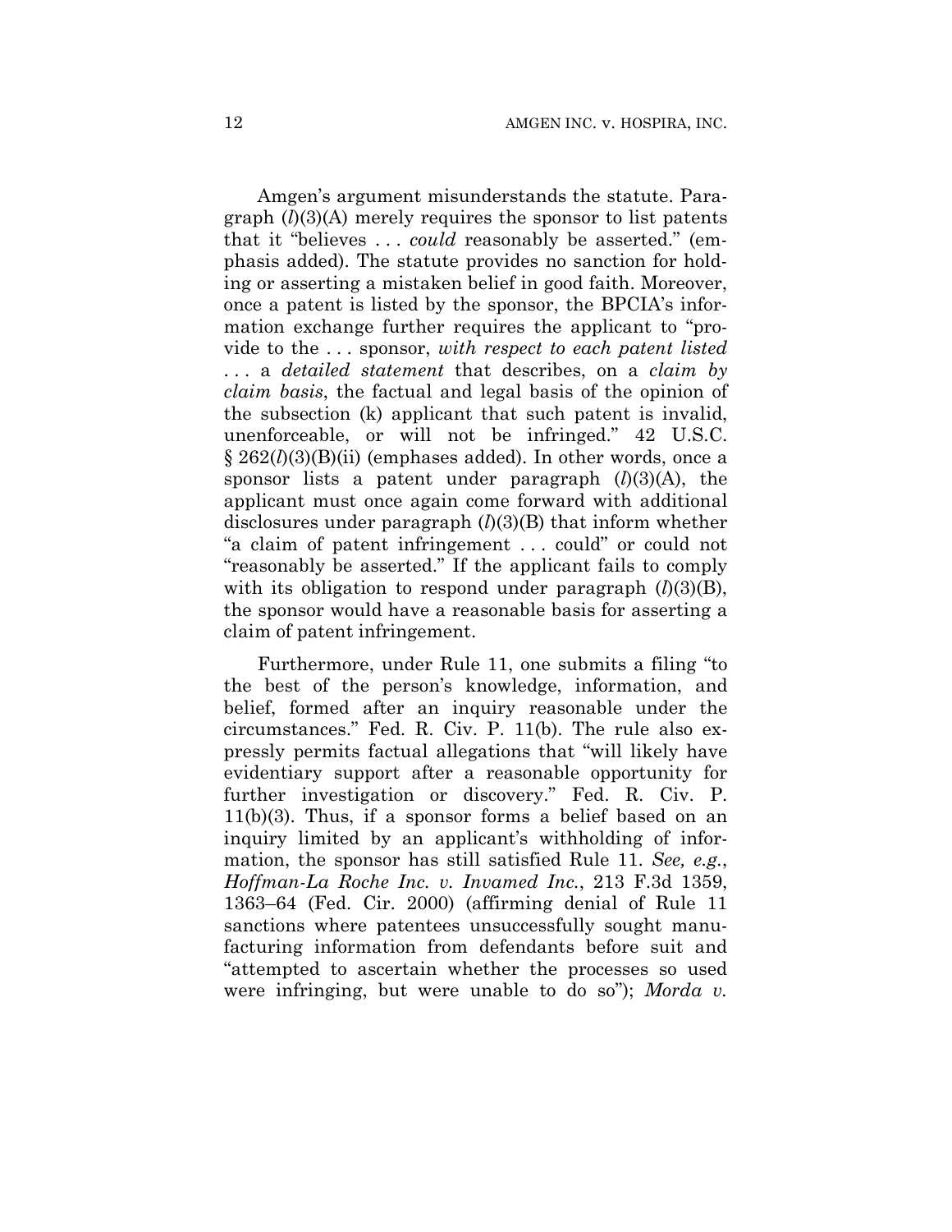Amgen's argument misunderstands the statute. Paragraph (*l*)(3)(A) merely requires the sponsor to list patents that it "believes . . . *could* reasonably be asserted." (emphasis added). The statute provides no sanction for holding or asserting a mistaken belief in good faith. Moreover, once a patent is listed by the sponsor, the BPCIA's information exchange further requires the applicant to "provide to the . . . sponsor, *with respect to each patent listed* . . . a *detailed statement* that describes, on a *claim by claim basis*, the factual and legal basis of the opinion of the subsection (k) applicant that such patent is invalid, unenforceable, or will not be infringed." 42 U.S.C. § 262(*l*)(3)(B)(ii) (emphases added). In other words, once a sponsor lists a patent under paragraph (*l*)(3)(A), the applicant must once again come forward with additional disclosures under paragraph (*l*)(3)(B) that inform whether "a claim of patent infringement . . . could" or could not "reasonably be asserted." If the applicant fails to comply with its obligation to respond under paragraph (*l*)(3)(B), the sponsor would have a reasonable basis for asserting a claim of patent infringement.

Furthermore, under Rule 11, one submits a filing "to the best of the person's knowledge, information, and belief, formed after an inquiry reasonable under the circumstances." Fed. R. Civ. P. 11(b). The rule also expressly permits factual allegations that "will likely have evidentiary support after a reasonable opportunity for further investigation or discovery." Fed. R. Civ. P. 11(b)(3). Thus, if a sponsor forms a belief based on an inquiry limited by an applicant's withholding of information, the sponsor has still satisfied Rule 11. *See, e.g.*, *Hoffman-La Roche Inc. v. Invamed Inc.*, 213 F.3d 1359, 1363–64 (Fed. Cir. 2000) (affirming denial of Rule 11 sanctions where patentees unsuccessfully sought manufacturing information from defendants before suit and "attempted to ascertain whether the processes so used were infringing, but were unable to do so"); *Morda v.*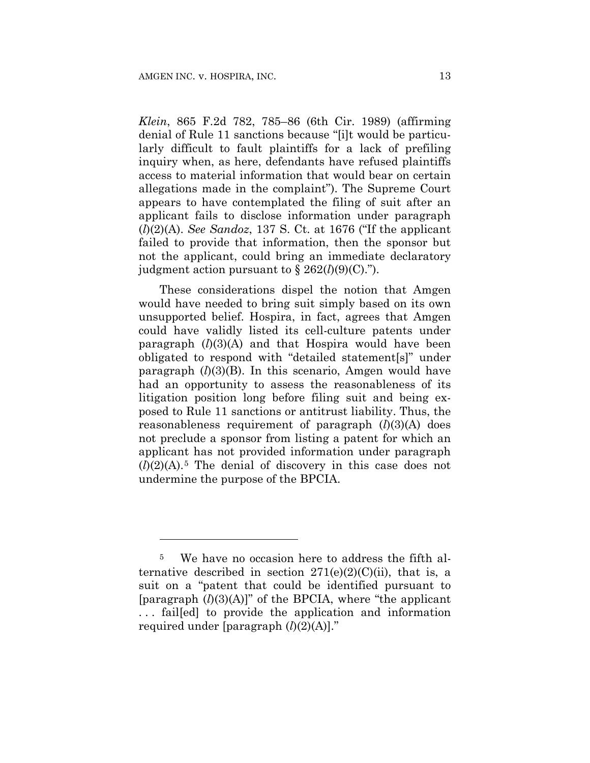*Klein*, 865 F.2d 782, 785–86 (6th Cir. 1989) (affirming denial of Rule 11 sanctions because "[i]t would be particularly difficult to fault plaintiffs for a lack of prefiling inquiry when, as here, defendants have refused plaintiffs access to material information that would bear on certain allegations made in the complaint"). The Supreme Court appears to have contemplated the filing of suit after an applicant fails to disclose information under paragraph (*l*)(2)(A). *See Sandoz*, 137 S. Ct. at 1676 ("If the applicant failed to provide that information, then the sponsor but not the applicant, could bring an immediate declaratory judgment action pursuant to § 262(*l*)(9)(C).").

These considerations dispel the notion that Amgen would have needed to bring suit simply based on its own unsupported belief. Hospira, in fact, agrees that Amgen could have validly listed its cell-culture patents under paragraph (*l*)(3)(A) and that Hospira would have been obligated to respond with "detailed statement[s]" under paragraph (*l*)(3)(B). In this scenario, Amgen would have had an opportunity to assess the reasonableness of its litigation position long before filing suit and being exposed to Rule 11 sanctions or antitrust liability. Thus, the reasonableness requirement of paragraph (*l*)(3)(A) does not preclude a sponsor from listing a patent for which an applicant has not provided information under paragraph (*l*)(2)(A).[5] The denial of discovery in this case does not undermine the purpose of the BPCIA.

---

[5] We have no occasion here to address the fifth alternative described in section 271(e)(2)(C)(ii), that is, a suit on a "patent that could be identified pursuant to [paragraph (*l*)(3)(A)]" of the BPCIA, where "the applicant . . . fail[ed] to provide the application and information required under [paragraph (*l*)(2)(A)]."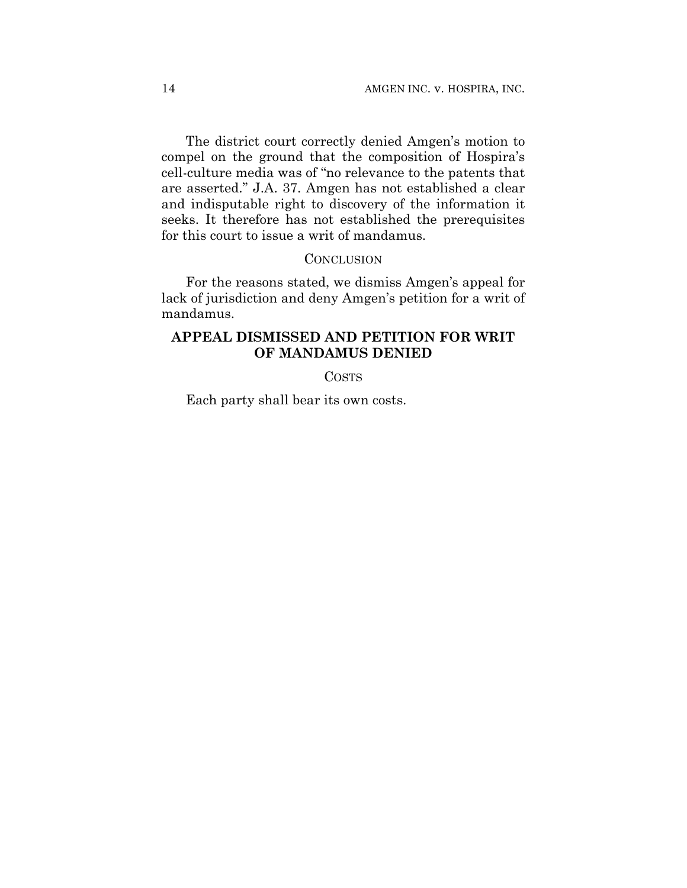The district court correctly denied Amgen's motion to compel on the ground that the composition of Hospira's cell-culture media was of "no relevance to the patents that are asserted." J.A. 37. Amgen has not established a clear and indisputable right to discovery of the information it seeks. It therefore has not established the prerequisites for this court to issue a writ of mandamus.

## CONCLUSION

For the reasons stated, we dismiss Amgen's appeal for lack of jurisdiction and deny Amgen's petition for a writ of mandamus.

**APPEAL DISMISSED AND PETITION FOR WRIT OF MANDAMUS DENIED**

## COSTS

Each party shall bear its own costs.